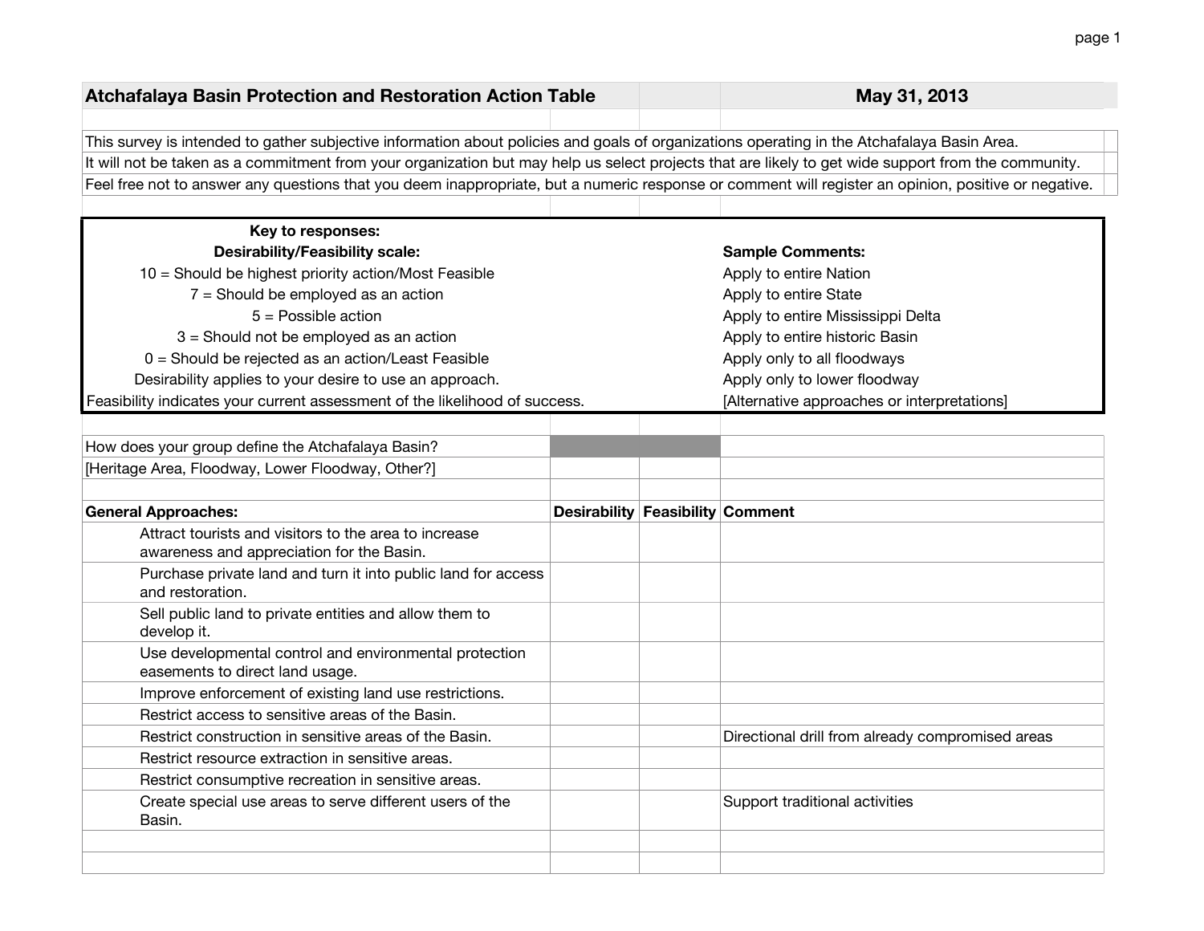# Atchafalaya Basin Protection and Restoration Action Table

**May 31, 2013**

This survey is intended to gather subjective information about policies and goals of organizations operating in the Atchafalaya Basin Area.
It will not be taken as a commitment from your organization but may help us select projects that are likely to get wide support from the community.
Feel free not to answer any questions that you deem inappropriate, but a numeric response or comment will register an opinion, positive or negative.

| **Key to responses:**<br>**Desirability/Feasibility scale:** | **Sample Comments:** |
|---|---|
| 10 = Should be highest priority action/Most Feasible | Apply to entire Nation |
| 7 = Should be employed as an action | Apply to entire State |
| 5 = Possible action | Apply to entire Mississippi Delta |
| 3 = Should not be employed as an action | Apply to entire historic Basin |
| 0 = Should be rejected as an action/Least Feasible | Apply only to all floodways |
| Desirability applies to your desire to use an approach. | Apply only to lower floodway |
| Feasibility indicates your current assessment of the likelihood of success. | [Alternative approaches or interpretations] |

| | | | |
|---|---|---|---|
| How does your group define the Atchafalaya Basin? | | | |
| [Heritage Area, Floodway, Lower Floodway, Other?] | | | |
| | | | |
| **General Approaches:** | **Desirability** | **Feasibility** | **Comment** |
| Attract tourists and visitors to the area to increase awareness and appreciation for the Basin. | | | |
| Purchase private land and turn it into public land for access and restoration. | | | |
| Sell public land to private entities and allow them to develop it. | | | |
| Use developmental control and environmental protection easements to direct land usage. | | | |
| Improve enforcement of existing land use restrictions. | | | |
| Restrict access to sensitive areas of the Basin. | | | |
| Restrict construction in sensitive areas of the Basin. | | | Directional drill from already compromised areas |
| Restrict resource extraction in sensitive areas. | | | |
| Restrict consumptive recreation in sensitive areas. | | | |
| Create special use areas to serve different users of the Basin. | | | Support traditional activities |
| | | | |
| | | | |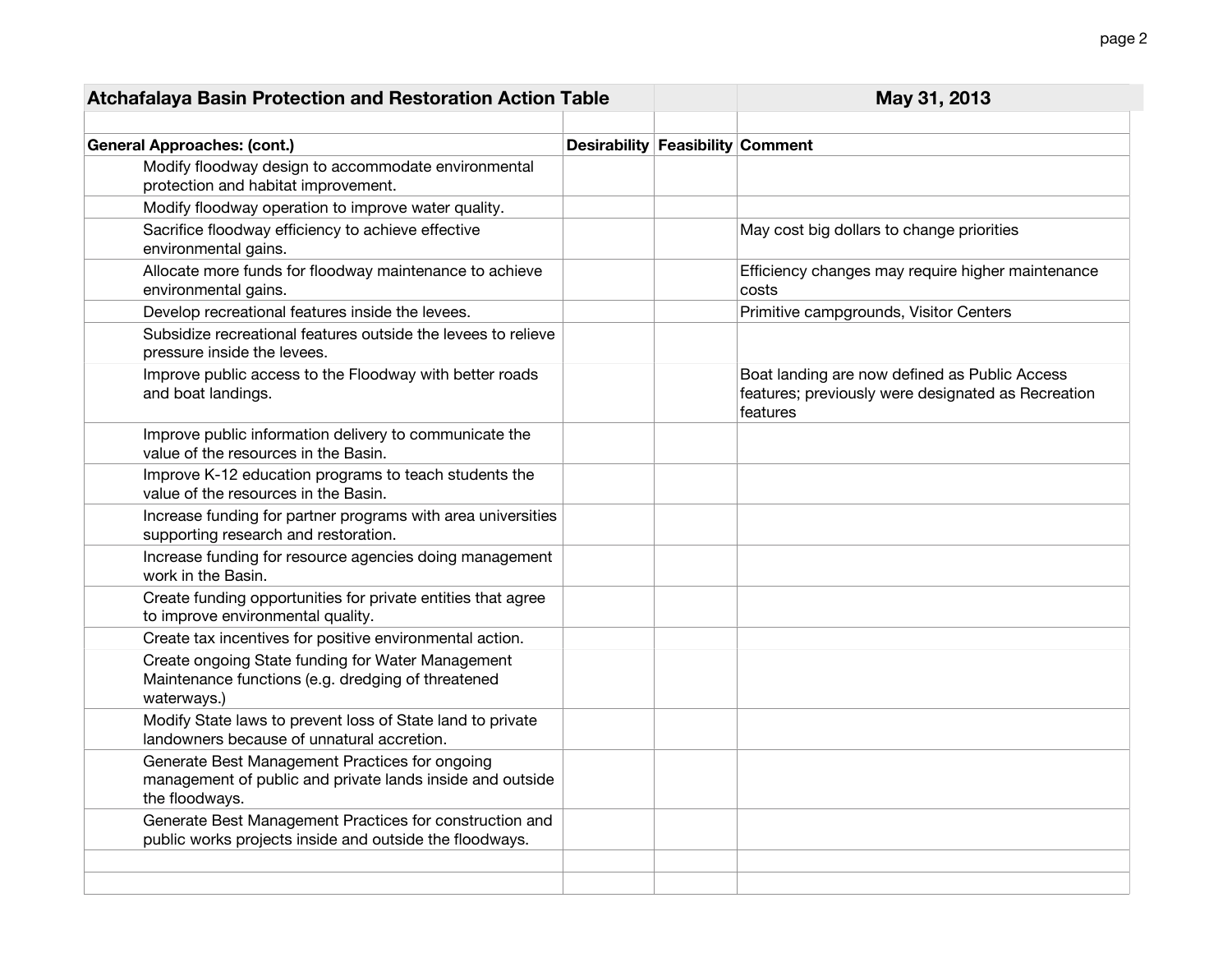| Atchafalaya Basin Protection and Restoration Action Table | | | May 31, 2013 |
|---|---|---|---|
| | | | |
| **General Approaches: (cont.)** | **Desirability** | **Feasibility** | **Comment** |
| Modify floodway design to accommodate environmental protection and habitat improvement. | | | |
| Modify floodway operation to improve water quality. | | | |
| Sacrifice floodway efficiency to achieve effective environmental gains. | | | May cost big dollars to change priorities |
| Allocate more funds for floodway maintenance to achieve environmental gains. | | | Efficiency changes may require higher maintenance costs |
| Develop recreational features inside the levees. | | | Primitive campgrounds, Visitor Centers |
| Subsidize recreational features outside the levees to relieve pressure inside the levees. | | | |
| Improve public access to the Floodway with better roads and boat landings. | | | Boat landing are now defined as Public Access features; previously were designated as Recreation features |
| Improve public information delivery to communicate the value of the resources in the Basin. | | | |
| Improve K-12 education programs to teach students the value of the resources in the Basin. | | | |
| Increase funding for partner programs with area universities supporting research and restoration. | | | |
| Increase funding for resource agencies doing management work in the Basin. | | | |
| Create funding opportunities for private entities that agree to improve environmental quality. | | | |
| Create tax incentives for positive environmental action. | | | |
| Create ongoing State funding for Water Management Maintenance functions (e.g. dredging of threatened waterways.) | | | |
| Modify State laws to prevent loss of State land to private landowners because of unnatural accretion. | | | |
| Generate Best Management Practices for ongoing management of public and private lands inside and outside the floodways. | | | |
| Generate Best Management Practices for construction and public works projects inside and outside the floodways. | | | |
| | | | |
| | | | |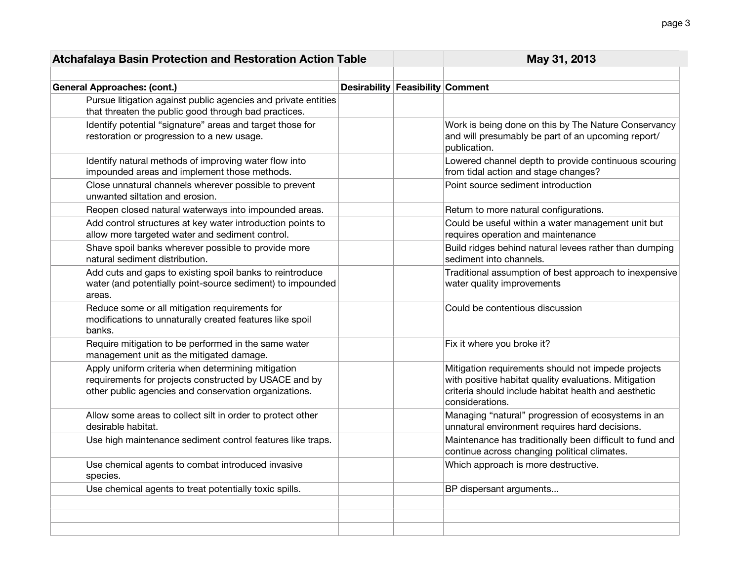| Atchafalaya Basin Protection and Restoration Action Table | | | May 31, 2013 |
|---|---|---|---|
| | | | |
| **General Approaches: (cont.)** | **Desirability** | **Feasibility** | **Comment** |
| Pursue litigation against public agencies and private entities that threaten the public good through bad practices. | | | |
| Identify potential "signature" areas and target those for restoration or progression to a new usage. | | | Work is being done on this by The Nature Conservancy and will presumably be part of an upcoming report/ publication. |
| Identify natural methods of improving water flow into impounded areas and implement those methods. | | | Lowered channel depth to provide continuous scouring from tidal action and stage changes? |
| Close unnatural channels wherever possible to prevent unwanted siltation and erosion. | | | Point source sediment introduction |
| Reopen closed natural waterways into impounded areas. | | | Return to more natural configurations. |
| Add control structures at key water introduction points to allow more targeted water and sediment control. | | | Could be useful within a water management unit but requires operation and maintenance |
| Shave spoil banks wherever possible to provide more natural sediment distribution. | | | Build ridges behind natural levees rather than dumping sediment into channels. |
| Add cuts and gaps to existing spoil banks to reintroduce water (and potentially point-source sediment) to impounded areas. | | | Traditional assumption of best approach to inexpensive water quality improvements |
| Reduce some or all mitigation requirements for modifications to unnaturally created features like spoil banks. | | | Could be contentious discussion |
| Require mitigation to be performed in the same water management unit as the mitigated damage. | | | Fix it where you broke it? |
| Apply uniform criteria when determining mitigation requirements for projects constructed by USACE and by other public agencies and conservation organizations. | | | Mitigation requirements should not impede projects with positive habitat quality evaluations. Mitigation criteria should include habitat health and aesthetic considerations. |
| Allow some areas to collect silt in order to protect other desirable habitat. | | | Managing "natural" progression of ecosystems in an unnatural environment requires hard decisions. |
| Use high maintenance sediment control features like traps. | | | Maintenance has traditionally been difficult to fund and continue across changing political climates. |
| Use chemical agents to combat introduced invasive species. | | | Which approach is more destructive. |
| Use chemical agents to treat potentially toxic spills. | | | BP dispersant arguments... |
| | | | |
| | | | |
| | | | |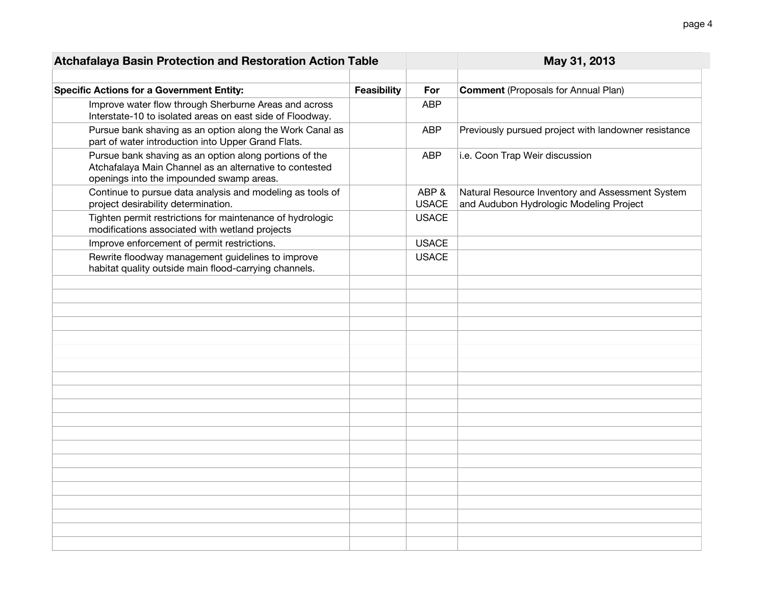| Atchafalaya Basin Protection and Restoration Action Table | | | May 31, 2013 |
|---|---|---|---|
| | | | |
| **Specific Actions for a Government Entity:** | **Feasibility** | **For** | **Comment** (Proposals for Annual Plan) |
| Improve water flow through Sherburne Areas and across Interstate-10 to isolated areas on east side of Floodway. | | ABP | |
| Pursue bank shaving as an option along the Work Canal as part of water introduction into Upper Grand Flats. | | ABP | Previously pursued project with landowner resistance |
| Pursue bank shaving as an option along portions of the Atchafalaya Main Channel as an alternative to contested openings into the impounded swamp areas. | | ABP | i.e. Coon Trap Weir discussion |
| Continue to pursue data analysis and modeling as tools of project desirability determination. | | ABP & USACE | Natural Resource Inventory and Assessment System and Audubon Hydrologic Modeling Project |
| Tighten permit restrictions for maintenance of hydrologic modifications associated with wetland projects | | USACE | |
| Improve enforcement of permit restrictions. | | USACE | |
| Rewrite floodway management guidelines to improve habitat quality outside main flood-carrying channels. | | USACE | |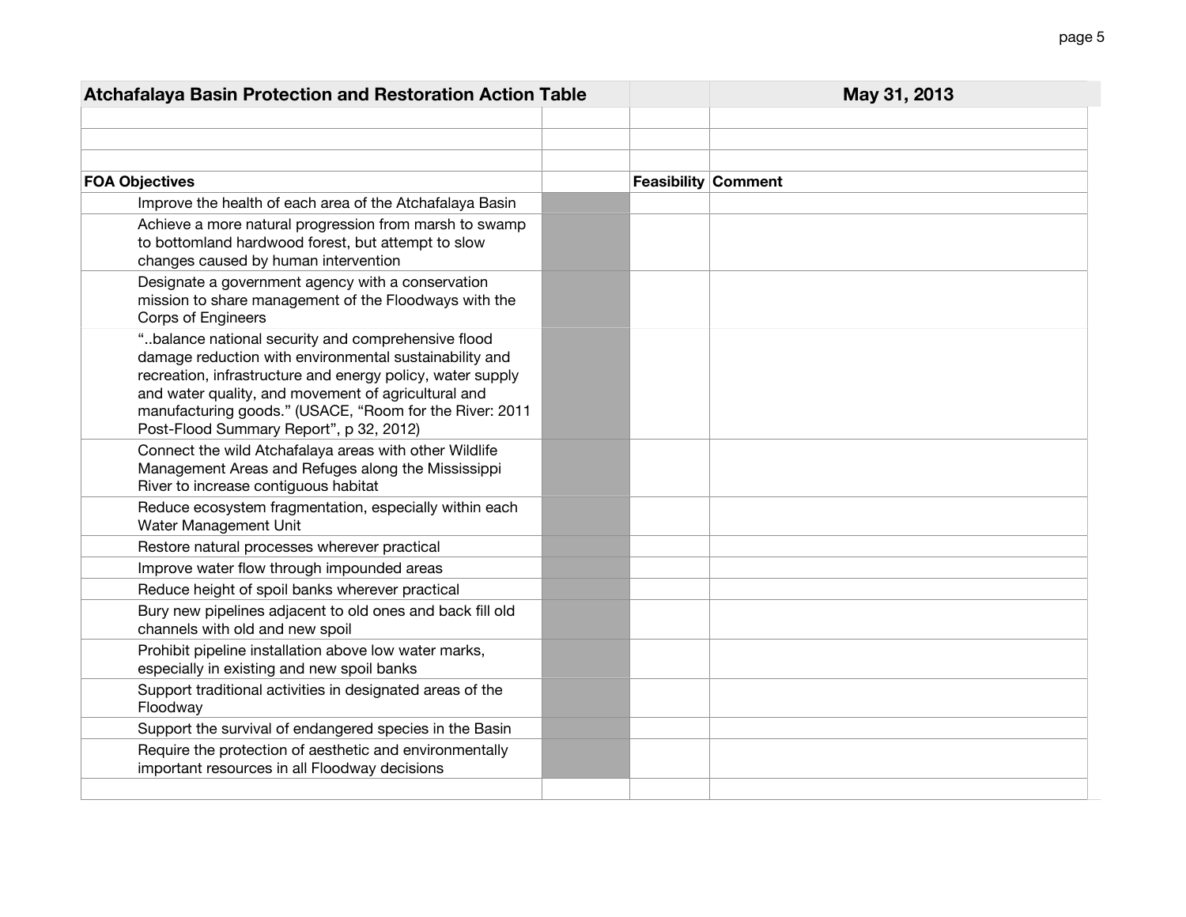| Atchafalaya Basin Protection and Restoration Action Table | | | May 31, 2013 |
|---|---|---|---|
| | | | |
| | | | |
| | | | |
| **FOA Objectives** | | **Feasibility** | **Comment** |
| Improve the health of each area of the Atchafalaya Basin | | | |
| Achieve a more natural progression from marsh to swamp to bottomland hardwood forest, but attempt to slow changes caused by human intervention | | | |
| Designate a government agency with a conservation mission to share management of the Floodways with the Corps of Engineers | | | |
| "..balance national security and comprehensive flood damage reduction with environmental sustainability and recreation, infrastructure and energy policy, water supply and water quality, and movement of agricultural and manufacturing goods." (USACE, "Room for the River: 2011 Post-Flood Summary Report", p 32, 2012) | | | |
| Connect the wild Atchafalaya areas with other Wildlife Management Areas and Refuges along the Mississippi River to increase contiguous habitat | | | |
| Reduce ecosystem fragmentation, especially within each Water Management Unit | | | |
| Restore natural processes wherever practical | | | |
| Improve water flow through impounded areas | | | |
| Reduce height of spoil banks wherever practical | | | |
| Bury new pipelines adjacent to old ones and back fill old channels with old and new spoil | | | |
| Prohibit pipeline installation above low water marks, especially in existing and new spoil banks | | | |
| Support traditional activities in designated areas of the Floodway | | | |
| Support the survival of endangered species in the Basin | | | |
| Require the protection of aesthetic and environmentally important resources in all Floodway decisions | | | |
| | | | |